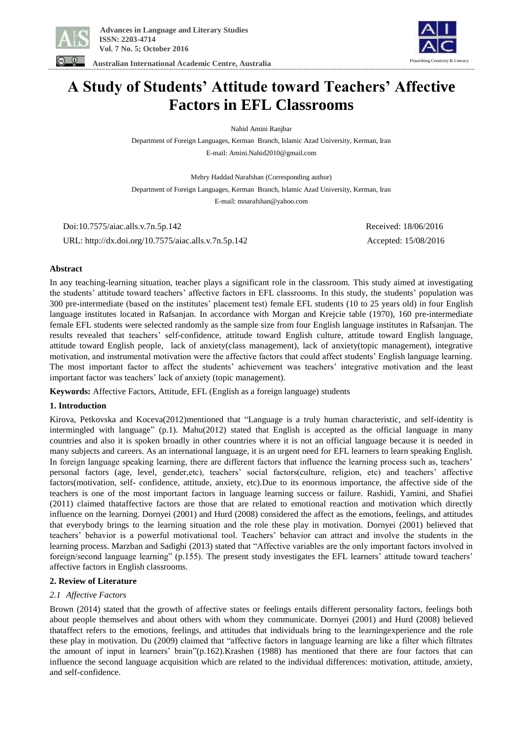# A Study of Students' Attitude toward Teachers' Affective Factors in EFL Classrooms

Nahid Amini Ranjbar

Department of Foreign Languages, Kerman Branch, Islamic Azad University, Kerman, Iran

E-mail: Amini.Nahid2010@gmail.com

Mehry Haddad Narafshan (Corresponding author)

Department of Foreign Languages, Kerman Branch, Islamic Azad University, Kerman, Iran

E-mail: mnarafshan@yahoo.com

Doi:10.7575/aiac.alls.v.7n.5p.142

URL: http://dx.doi.org/10.7575/aiac.alls.v.7n.5p.142

Received: 18/06/2016

Accepted: 15/08/2016

**Abstract**

In any teaching-learning situation, teacher plays a significant role in the classroom. This study aimed at investigating the students' attitude toward teachers' affective factors in EFL classrooms. In this study, the students' population was 300 pre-intermediate (based on the institutes' placement test) female EFL students (10 to 25 years old) in four English language institutes located in Rafsanjan. In accordance with Morgan and Krejcie table (1970), 160 pre-intermediate female EFL students were selected randomly as the sample size from four English language institutes in Rafsanjan. The results revealed that teachers' self-confidence, attitude toward English culture, attitude toward English language, attitude toward English people, lack of anxiety(class management), lack of anxiety(topic management), integrative motivation, and instrumental motivation were the affective factors that could affect students' English language learning. The most important factor to affect the students' achievement was teachers' integrative motivation and the least important factor was teachers' lack of anxiety (topic management).

**Keywords:** Affective Factors, Attitude, EFL (English as a foreign language) students

## 1. Introduction

Kirova, Petkovska and Koceva(2012)mentioned that "Language is a truly human characteristic, and self-identity is intermingled with language" (p.1). Mahu(2012) stated that English is accepted as the official language in many countries and also it is spoken broadly in other countries where it is not an official language because it is needed in many subjects and careers. As an international language, it is an urgent need for EFL learners to learn speaking English. In foreign language speaking learning, there are different factors that influence the learning process such as, teachers' personal factors (age, level, gender,etc), teachers' social factors(culture, religion, etc) and teachers' affective factors(motivation, self- confidence, attitude, anxiety, etc).Due to its enormous importance, the affective side of the teachers is one of the most important factors in language learning success or failure. Rashidi, Yamini, and Shafiei (2011) claimed thataffective factors are those that are related to emotional reaction and motivation which directly influence on the learning. Dornyei (2001) and Hurd (2008) considered the affect as the emotions, feelings, and attitudes that everybody brings to the learning situation and the role these play in motivation. Dornyei (2001) believed that teachers' behavior is a powerful motivational tool. Teachers' behavior can attract and involve the students in the learning process. Marzban and Sadighi (2013) stated that "Affective variables are the only important factors involved in foreign/second language learning" (p.155). The present study investigates the EFL learners' attitude toward teachers' affective factors in English classrooms.

## 2. Review of Literature

### *2.1 Affective Factors*

Brown (2014) stated that the growth of affective states or feelings entails different personality factors, feelings both about people themselves and about others with whom they communicate. Dornyei (2001) and Hurd (2008) believed thataffect refers to the emotions, feelings, and attitudes that individuals bring to the learningexperience and the role these play in motivation. Du (2009) claimed that "affective factors in language learning are like a filter which filtrates the amount of input in learners' brain"(p.162).Krashen (1988) has mentioned that there are four factors that can influence the second language acquisition which are related to the individual differences: motivation, attitude, anxiety, and self-confidence.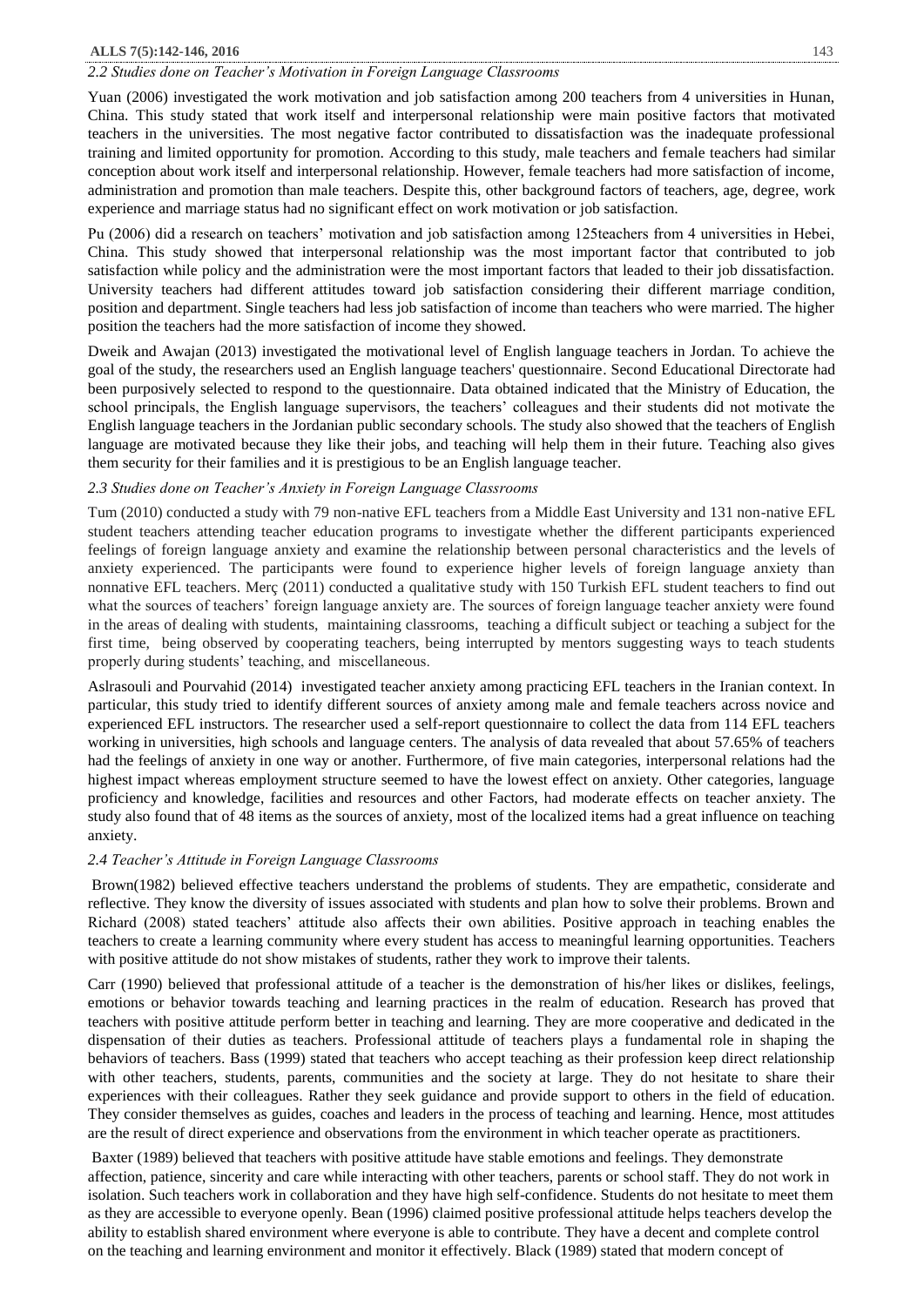### *2.2 Studies done on Teacher's Motivation in Foreign Language Classrooms*

Yuan (2006) investigated the work motivation and job satisfaction among 200 teachers from 4 universities in Hunan, China. This study stated that work itself and interpersonal relationship were main positive factors that motivated teachers in the universities. The most negative factor contributed to dissatisfaction was the inadequate professional training and limited opportunity for promotion. According to this study, male teachers and female teachers had similar conception about work itself and interpersonal relationship. However, female teachers had more satisfaction of income, administration and promotion than male teachers. Despite this, other background factors of teachers, age, degree, work experience and marriage status had no significant effect on work motivation or job satisfaction.

Pu (2006) did a research on teachers' motivation and job satisfaction among 125teachers from 4 universities in Hebei, China. This study showed that interpersonal relationship was the most important factor that contributed to job satisfaction while policy and the administration were the most important factors that leaded to their job dissatisfaction. University teachers had different attitudes toward job satisfaction considering their different marriage condition, position and department. Single teachers had less job satisfaction of income than teachers who were married. The higher position the teachers had the more satisfaction of income they showed.

Dweik and Awajan (2013) investigated the motivational level of English language teachers in Jordan. To achieve the goal of the study, the researchers used an English language teachers' questionnaire. Second Educational Directorate had been purposively selected to respond to the questionnaire. Data obtained indicated that the Ministry of Education, the school principals, the English language supervisors, the teachers' colleagues and their students did not motivate the English language teachers in the Jordanian public secondary schools. The study also showed that the teachers of English language are motivated because they like their jobs, and teaching will help them in their future. Teaching also gives them security for their families and it is prestigious to be an English language teacher.

### *2.3 Studies done on Teacher's Anxiety in Foreign Language Classrooms*

Tum (2010) conducted a study with 79 non-native EFL teachers from a Middle East University and 131 non-native EFL student teachers attending teacher education programs to investigate whether the different participants experienced feelings of foreign language anxiety and examine the relationship between personal characteristics and the levels of anxiety experienced. The participants were found to experience higher levels of foreign language anxiety than nonnative EFL teachers. Merç (2011) conducted a qualitative study with 150 Turkish EFL student teachers to find out what the sources of teachers' foreign language anxiety are. The sources of foreign language teacher anxiety were found in the areas of dealing with students, maintaining classrooms, teaching a difficult subject or teaching a subject for the first time, being observed by cooperating teachers, being interrupted by mentors suggesting ways to teach students properly during students' teaching, and miscellaneous.

Aslrasouli and Pourvahid (2014) investigated teacher anxiety among practicing EFL teachers in the Iranian context. In particular, this study tried to identify different sources of anxiety among male and female teachers across novice and experienced EFL instructors. The researcher used a self-report questionnaire to collect the data from 114 EFL teachers working in universities, high schools and language centers. The analysis of data revealed that about 57.65% of teachers had the feelings of anxiety in one way or another. Furthermore, of five main categories, interpersonal relations had the highest impact whereas employment structure seemed to have the lowest effect on anxiety. Other categories, language proficiency and knowledge, facilities and resources and other Factors, had moderate effects on teacher anxiety. The study also found that of 48 items as the sources of anxiety, most of the localized items had a great influence on teaching anxiety.

### *2.4 Teacher's Attitude in Foreign Language Classrooms*

Brown(1982) believed effective teachers understand the problems of students. They are empathetic, considerate and reflective. They know the diversity of issues associated with students and plan how to solve their problems. Brown and Richard (2008) stated teachers' attitude also affects their own abilities. Positive approach in teaching enables the teachers to create a learning community where every student has access to meaningful learning opportunities. Teachers with positive attitude do not show mistakes of students, rather they work to improve their talents.

Carr (1990) believed that professional attitude of a teacher is the demonstration of his/her likes or dislikes, feelings, emotions or behavior towards teaching and learning practices in the realm of education. Research has proved that teachers with positive attitude perform better in teaching and learning. They are more cooperative and dedicated in the dispensation of their duties as teachers. Professional attitude of teachers plays a fundamental role in shaping the behaviors of teachers. Bass (1999) stated that teachers who accept teaching as their profession keep direct relationship with other teachers, students, parents, communities and the society at large. They do not hesitate to share their experiences with their colleagues. Rather they seek guidance and provide support to others in the field of education. They consider themselves as guides, coaches and leaders in the process of teaching and learning. Hence, most attitudes are the result of direct experience and observations from the environment in which teacher operate as practitioners.

Baxter (1989) believed that teachers with positive attitude have stable emotions and feelings. They demonstrate affection, patience, sincerity and care while interacting with other teachers, parents or school staff. They do not work in isolation. Such teachers work in collaboration and they have high self-confidence. Students do not hesitate to meet them as they are accessible to everyone openly. Bean (1996) claimed positive professional attitude helps teachers develop the ability to establish shared environment where everyone is able to contribute. They have a decent and complete control on the teaching and learning environment and monitor it effectively. Black (1989) stated that modern concept of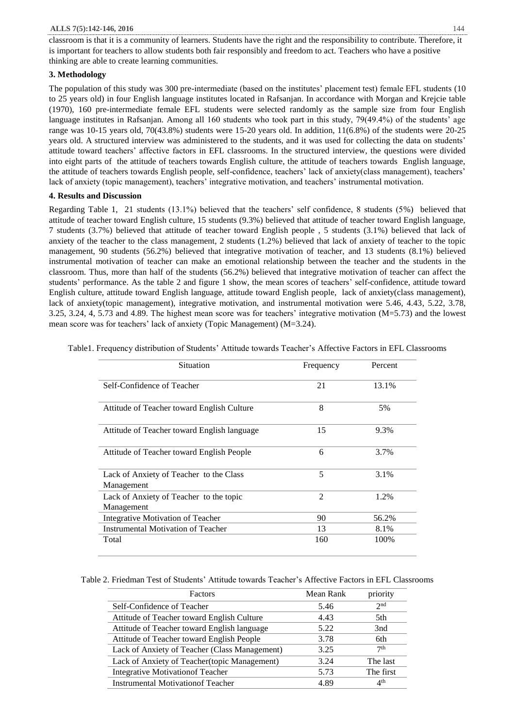classroom is that it is a community of learners. Students have the right and the responsibility to contribute. Therefore, it is important for teachers to allow students both fair responsibly and freedom to act. Teachers who have a positive thinking are able to create learning communities.

## 3. Methodology

The population of this study was 300 pre-intermediate (based on the institutes' placement test) female EFL students (10 to 25 years old) in four English language institutes located in Rafsanjan. In accordance with Morgan and Krejcie table (1970), 160 pre-intermediate female EFL students were selected randomly as the sample size from four English language institutes in Rafsanjan. Among all 160 students who took part in this study, 79(49.4%) of the students' age range was 10-15 years old, 70(43.8%) students were 15-20 years old. In addition, 11(6.8%) of the students were 20-25 years old. A structured interview was administered to the students, and it was used for collecting the data on students' attitude toward teachers' affective factors in EFL classrooms. In the structured interview, the questions were divided into eight parts of the attitude of teachers towards English culture, the attitude of teachers towards English language, the attitude of teachers towards English people, self-confidence, teachers' lack of anxiety(class management), teachers' lack of anxiety (topic management), teachers' integrative motivation, and teachers' instrumental motivation.

## 4. Results and Discussion

Regarding Table 1, 21 students (13.1%) believed that the teachers' self confidence, 8 students (5%) believed that attitude of teacher toward English culture, 15 students (9.3%) believed that attitude of teacher toward English language, 7 students (3.7%) believed that attitude of teacher toward English people , 5 students (3.1%) believed that lack of anxiety of the teacher to the class management, 2 students (1.2%) believed that lack of anxiety of teacher to the topic management, 90 students (56.2%) believed that integrative motivation of teacher, and 13 students (8.1%) believed instrumental motivation of teacher can make an emotional relationship between the teacher and the students in the classroom. Thus, more than half of the students (56.2%) believed that integrative motivation of teacher can affect the students' performance. As the table 2 and figure 1 show, the mean scores of teachers' self-confidence, attitude toward English culture, attitude toward English language, attitude toward English people, lack of anxiety(class management), lack of anxiety(topic management), integrative motivation, and instrumental motivation were 5.46, 4.43, 5.22, 3.78, 3.25, 3.24, 4, 5.73 and 4.89. The highest mean score was for teachers' integrative motivation (M=5.73) and the lowest mean score was for teachers' lack of anxiety (Topic Management) (M=3.24).

Table1. Frequency distribution of Students' Attitude towards Teacher's Affective Factors in EFL Classrooms

| Situation | Frequency | Percent |
|---|---|---|
| Self-Confidence of Teacher | 21 | 13.1% |
| Attitude of Teacher toward English Culture | 8 | 5% |
| Attitude of Teacher toward English language | 15 | 9.3% |
| Attitude of Teacher toward English People | 6 | 3.7% |
| Lack of Anxiety of Teacher to the Class Management | 5 | 3.1% |
| Lack of Anxiety of Teacher to the topic Management | 2 | 1.2% |
| Integrative Motivation of Teacher | 90 | 56.2% |
| Instrumental Motivation of Teacher | 13 | 8.1% |
| Total | 160 | 100% |

Table 2. Friedman Test of Students' Attitude towards Teacher's Affective Factors in EFL Classrooms

| Factors | Mean Rank | priority |
|---|---|---|
| Self-Confidence of Teacher | 5.46 | 2nd |
| Attitude of Teacher toward English Culture | 4.43 | 5th |
| Attitude of Teacher toward English language | 5.22 | 3nd |
| Attitude of Teacher toward English People | 3.78 | 6th |
| Lack of Anxiety of Teacher (Class Management) | 3.25 | 7th |
| Lack of Anxiety of Teacher(topic Management) | 3.24 | The last |
| Integrative Motivationof Teacher | 5.73 | The first |
| Instrumental Motivationof Teacher | 4.89 | 4th |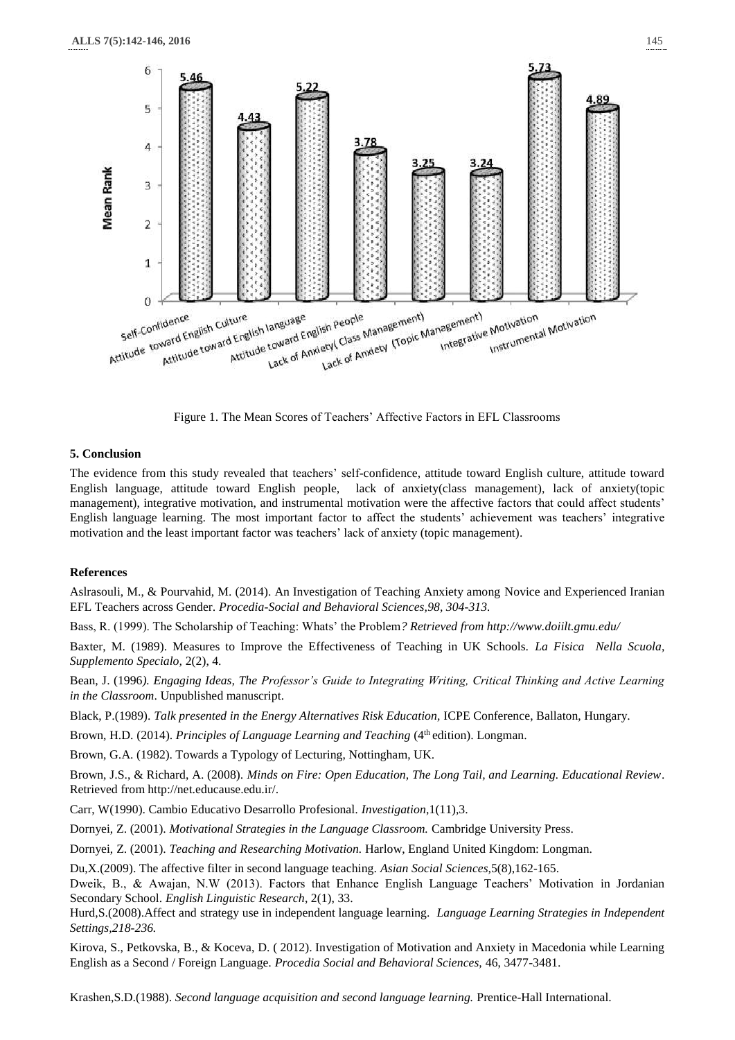Figure 1. The Mean Scores of Teachers' Affective Factors in EFL Classrooms

## 5. Conclusion

The evidence from this study revealed that teachers' self-confidence, attitude toward English culture, attitude toward English language, attitude toward English people, lack of anxiety(class management), lack of anxiety(topic management), integrative motivation, and instrumental motivation were the affective factors that could affect students' English language learning. The most important factor to affect the students' achievement was teachers' integrative motivation and the least important factor was teachers' lack of anxiety (topic management).

## References

Aslrasouli, M., & Pourvahid, M. (2014). An Investigation of Teaching Anxiety among Novice and Experienced Iranian EFL Teachers across Gender. *Procedia-Social and Behavioral Sciences,98, 304-313.*

Bass, R. (1999). The Scholarship of Teaching: Whats' the Problem*? Retrieved from http://www.doiilt.gmu.edu/*

Baxter, M. (1989). Measures to Improve the Effectiveness of Teaching in UK Schools. *La Fisica Nella Scuola, Supplemento Specialo,* 2(2), 4.

Bean, J. (1996*). Engaging Ideas, The Professor's Guide to Integrating Writing, Critical Thinking and Active Learning in the Classroom*. Unpublished manuscript.

Black, P.(1989). *Talk presented in the Energy Alternatives Risk Education,* ICPE Conference, Ballaton, Hungary.

Brown, H.D. (2014). *Principles of Language Learning and Teaching* (4th edition). Longman.

Brown, G.A. (1982). Towards a Typology of Lecturing, Nottingham, UK.

Brown, J.S., & Richard, A. (2008). *Minds on Fire: Open Education, The Long Tail, and Learning. Educational Review*. Retrieved from http://net.educause.edu.ir/.

Carr, W(1990). Cambio Educativo Desarrollo Profesional. *Investigation*,1(11),3.

Dornyei, Z. (2001). *Motivational Strategies in the Language Classroom.* Cambridge University Press.

Dornyei, Z. (2001). *Teaching and Researching Motivation.* Harlow, England United Kingdom: Longman.

Du,X.(2009). The affective filter in second language teaching. *Asian Social Sciences,*5(8),162-165.

Dweik, B., & Awajan, N.W (2013). Factors that Enhance English Language Teachers' Motivation in Jordanian Secondary School. *English Linguistic Research*, 2(1), 33.

Hurd,S.(2008).Affect and strategy use in independent language learning. *Language Learning Strategies in Independent Settings,218-236.*

Kirova, S., Petkovska, B., & Koceva, D. ( 2012). Investigation of Motivation and Anxiety in Macedonia while Learning English as a Second / Foreign Language. *Procedia Social and Behavioral Sciences,* 46, 3477-3481.

Krashen,S.D.(1988). *Second language acquisition and second language learning.* Prentice-Hall International.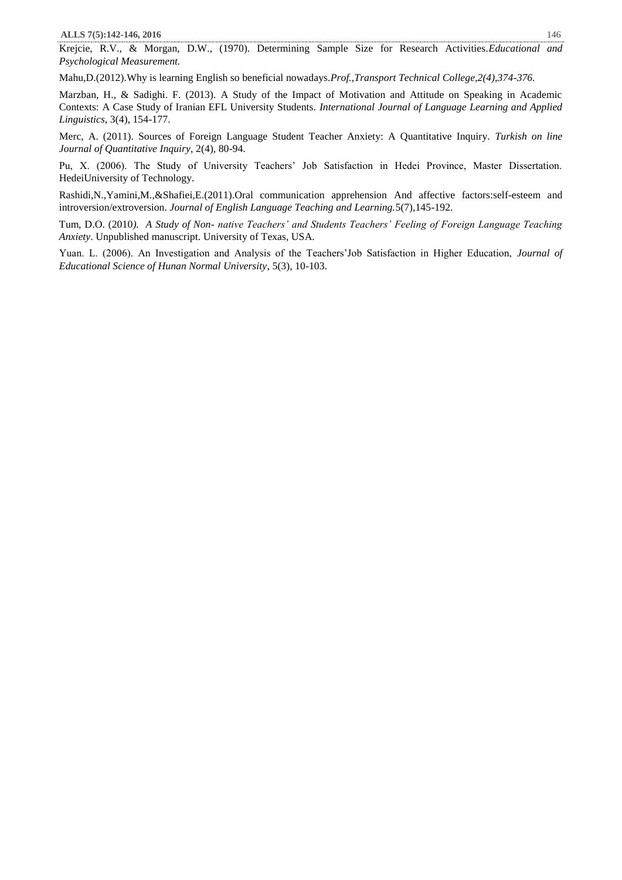Krejcie, R.V., & Morgan, D.W., (1970). Determining Sample Size for Research Activities.*Educational and Psychological Measurement.*

Mahu,D.(2012).Why is learning English so beneficial nowadays.*Prof.,Transport Technical College,2(4),374-376.*

Marzban, H., & Sadighi. F. (2013). A Study of the Impact of Motivation and Attitude on Speaking in Academic Contexts: A Case Study of Iranian EFL University Students. *International Journal of Language Learning and Applied Linguistics*, 3(4), 154-177.

Merc, A. (2011). Sources of Foreign Language Student Teacher Anxiety: A Quantitative Inquiry. *Turkish on line Journal of Quantitative Inquiry*, 2(4), 80-94.

Pu, X. (2006). The Study of University Teachers' Job Satisfaction in Hedei Province, Master Dissertation. HedeiUniversity of Technology.

Rashidi,N.,Yamini,M.,&Shafiei,E.(2011).Oral communication apprehension And affective factors:self-esteem and introversion/extroversion. *Journal of English Language Teaching and Learning.*5(7),145-192.

Tum, D.O. (2010*). A Study of Non- native Teachers' and Students Teachers' Feeling of Foreign Language Teaching Anxiety*. Unpublished manuscript. University of Texas, USA.

Yuan. L. (2006). An Investigation and Analysis of the Teachers'Job Satisfaction in Higher Education, *Journal of Educational Science of Hunan Normal University*, 5(3), 10-103.